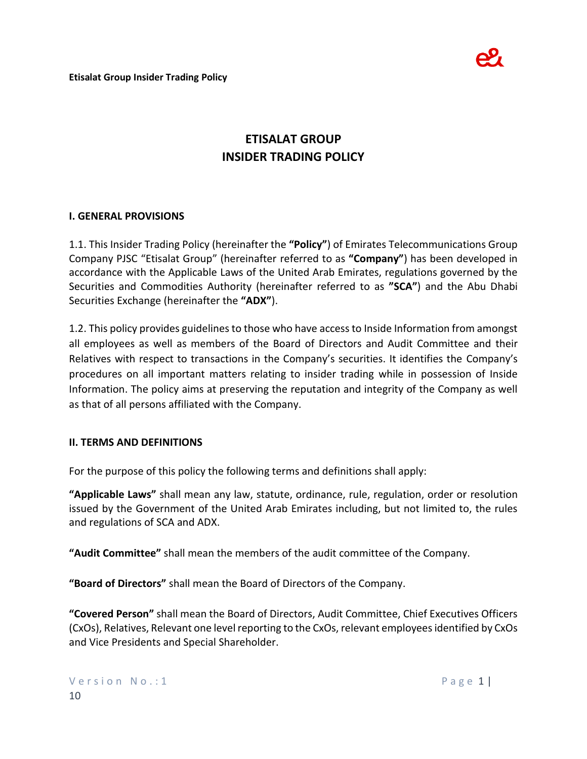# ETISALAT GROUP
# INSIDER TRADING POLICY

## I. GENERAL PROVISIONS

1.1. This Insider Trading Policy (hereinafter the **"Policy"**) of Emirates Telecommunications Group Company PJSC "Etisalat Group" (hereinafter referred to as **"Company"**) has been developed in accordance with the Applicable Laws of the United Arab Emirates, regulations governed by the Securities and Commodities Authority (hereinafter referred to as **"SCA"**) and the Abu Dhabi Securities Exchange (hereinafter the **"ADX"**).

1.2. This policy provides guidelines to those who have access to Inside Information from amongst all employees as well as members of the Board of Directors and Audit Committee and their Relatives with respect to transactions in the Company's securities. It identifies the Company's procedures on all important matters relating to insider trading while in possession of Inside Information. The policy aims at preserving the reputation and integrity of the Company as well as that of all persons affiliated with the Company.

## II. TERMS AND DEFINITIONS

For the purpose of this policy the following terms and definitions shall apply:

**"Applicable Laws"** shall mean any law, statute, ordinance, rule, regulation, order or resolution issued by the Government of the United Arab Emirates including, but not limited to, the rules and regulations of SCA and ADX.

**"Audit Committee"** shall mean the members of the audit committee of the Company.

**"Board of Directors"** shall mean the Board of Directors of the Company.

**"Covered Person"** shall mean the Board of Directors, Audit Committee, Chief Executives Officers (CxOs), Relatives, Relevant one level reporting to the CxOs, relevant employees identified by CxOs and Vice Presidents and Special Shareholder.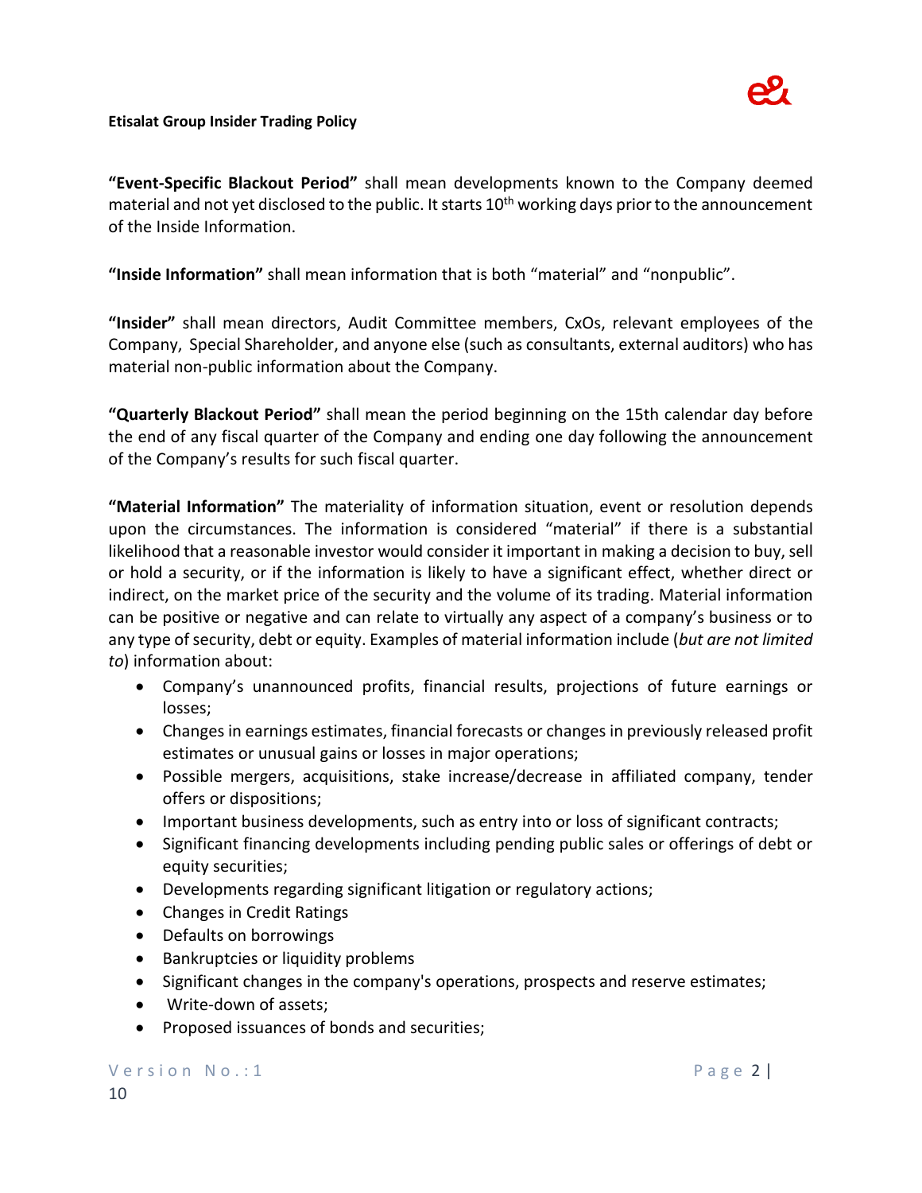**"Event-Specific Blackout Period"** shall mean developments known to the Company deemed material and not yet disclosed to the public. It starts 10th working days prior to the announcement of the Inside Information.

**"Inside Information"** shall mean information that is both "material" and "nonpublic".

**"Insider"** shall mean directors, Audit Committee members, CxOs, relevant employees of the Company, Special Shareholder, and anyone else (such as consultants, external auditors) who has material non-public information about the Company.

**"Quarterly Blackout Period"** shall mean the period beginning on the 15th calendar day before the end of any fiscal quarter of the Company and ending one day following the announcement of the Company's results for such fiscal quarter.

**"Material Information"** The materiality of information situation, event or resolution depends upon the circumstances. The information is considered "material" if there is a substantial likelihood that a reasonable investor would consider it important in making a decision to buy, sell or hold a security, or if the information is likely to have a significant effect, whether direct or indirect, on the market price of the security and the volume of its trading. Material information can be positive or negative and can relate to virtually any aspect of a company's business or to any type of security, debt or equity. Examples of material information include (*but are not limited to*) information about:

- Company's unannounced profits, financial results, projections of future earnings or losses;
- Changes in earnings estimates, financial forecasts or changes in previously released profit estimates or unusual gains or losses in major operations;
- Possible mergers, acquisitions, stake increase/decrease in affiliated company, tender offers or dispositions;
- Important business developments, such as entry into or loss of significant contracts;
- Significant financing developments including pending public sales or offerings of debt or equity securities;
- Developments regarding significant litigation or regulatory actions;
- Changes in Credit Ratings
- Defaults on borrowings
- Bankruptcies or liquidity problems
- Significant changes in the company's operations, prospects and reserve estimates;
- Write-down of assets;
- Proposed issuances of bonds and securities;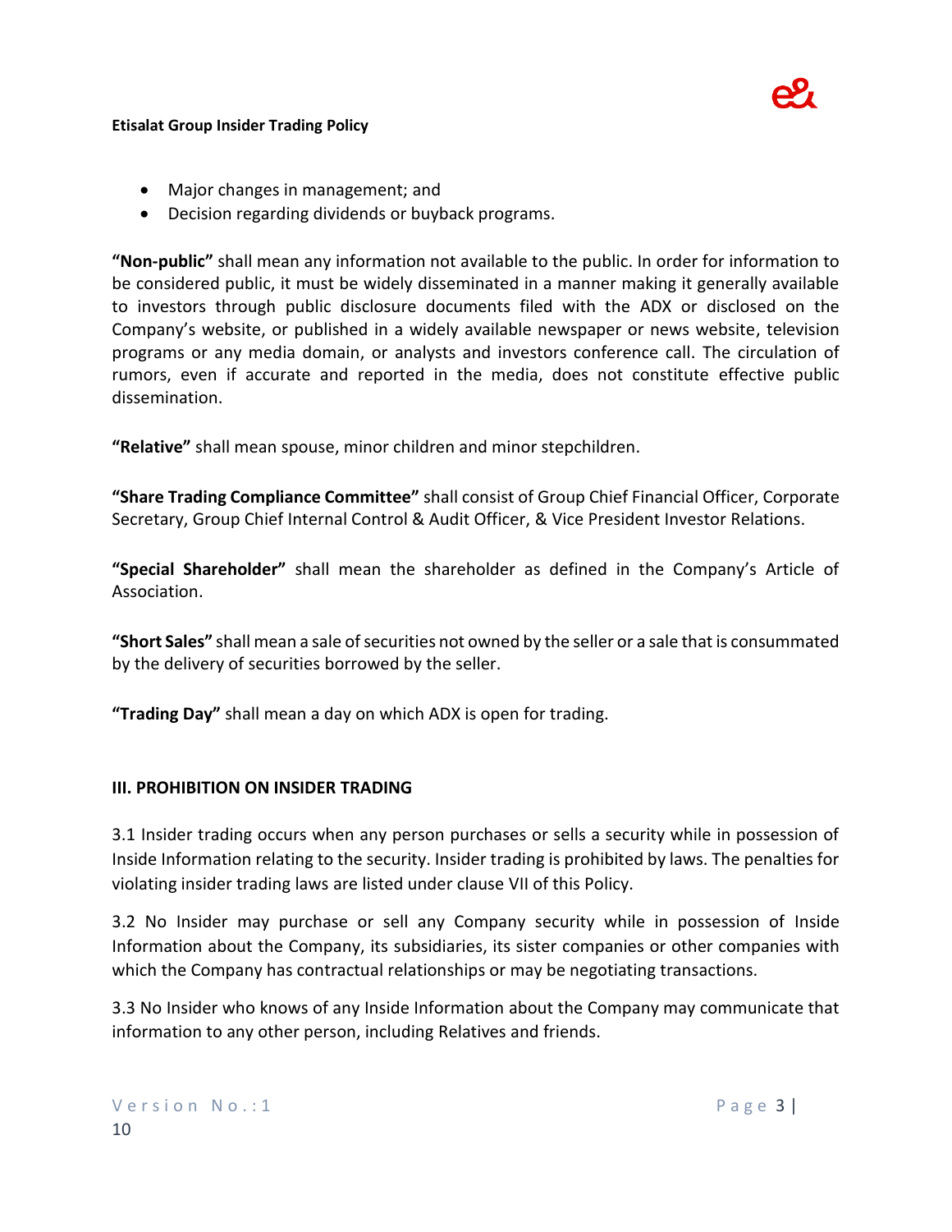- Major changes in management; and
- Decision regarding dividends or buyback programs.

**"Non-public"** shall mean any information not available to the public. In order for information to be considered public, it must be widely disseminated in a manner making it generally available to investors through public disclosure documents filed with the ADX or disclosed on the Company's website, or published in a widely available newspaper or news website, television programs or any media domain, or analysts and investors conference call. The circulation of rumors, even if accurate and reported in the media, does not constitute effective public dissemination.

**"Relative"** shall mean spouse, minor children and minor stepchildren.

**"Share Trading Compliance Committee"** shall consist of Group Chief Financial Officer, Corporate Secretary, Group Chief Internal Control & Audit Officer, & Vice President Investor Relations.

**"Special Shareholder"** shall mean the shareholder as defined in the Company's Article of Association.

**"Short Sales"** shall mean a sale of securities not owned by the seller or a sale that is consummated by the delivery of securities borrowed by the seller.

**"Trading Day"** shall mean a day on which ADX is open for trading.

## III. PROHIBITION ON INSIDER TRADING

3.1 Insider trading occurs when any person purchases or sells a security while in possession of Inside Information relating to the security. Insider trading is prohibited by laws. The penalties for violating insider trading laws are listed under clause VII of this Policy.

3.2 No Insider may purchase or sell any Company security while in possession of Inside Information about the Company, its subsidiaries, its sister companies or other companies with which the Company has contractual relationships or may be negotiating transactions.

3.3 No Insider who knows of any Inside Information about the Company may communicate that information to any other person, including Relatives and friends.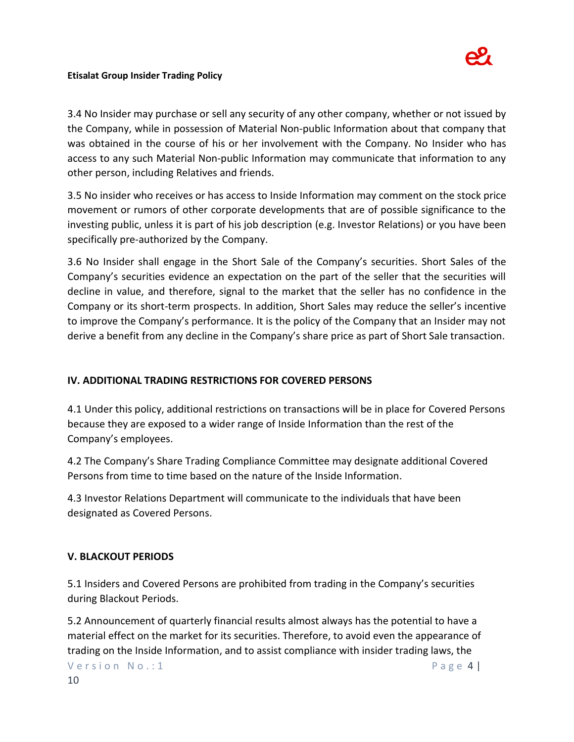3.4 No Insider may purchase or sell any security of any other company, whether or not issued by the Company, while in possession of Material Non-public Information about that company that was obtained in the course of his or her involvement with the Company. No Insider who has access to any such Material Non-public Information may communicate that information to any other person, including Relatives and friends.

3.5 No insider who receives or has access to Inside Information may comment on the stock price movement or rumors of other corporate developments that are of possible significance to the investing public, unless it is part of his job description (e.g. Investor Relations) or you have been specifically pre-authorized by the Company.

3.6 No Insider shall engage in the Short Sale of the Company's securities. Short Sales of the Company's securities evidence an expectation on the part of the seller that the securities will decline in value, and therefore, signal to the market that the seller has no confidence in the Company or its short-term prospects. In addition, Short Sales may reduce the seller's incentive to improve the Company's performance. It is the policy of the Company that an Insider may not derive a benefit from any decline in the Company's share price as part of Short Sale transaction.

## IV. ADDITIONAL TRADING RESTRICTIONS FOR COVERED PERSONS

4.1 Under this policy, additional restrictions on transactions will be in place for Covered Persons because they are exposed to a wider range of Inside Information than the rest of the Company's employees.

4.2 The Company's Share Trading Compliance Committee may designate additional Covered Persons from time to time based on the nature of the Inside Information.

4.3 Investor Relations Department will communicate to the individuals that have been designated as Covered Persons.

## V. BLACKOUT PERIODS

5.1 Insiders and Covered Persons are prohibited from trading in the Company's securities during Blackout Periods.

5.2 Announcement of quarterly financial results almost always has the potential to have a material effect on the market for its securities. Therefore, to avoid even the appearance of trading on the Inside Information, and to assist compliance with insider trading laws, the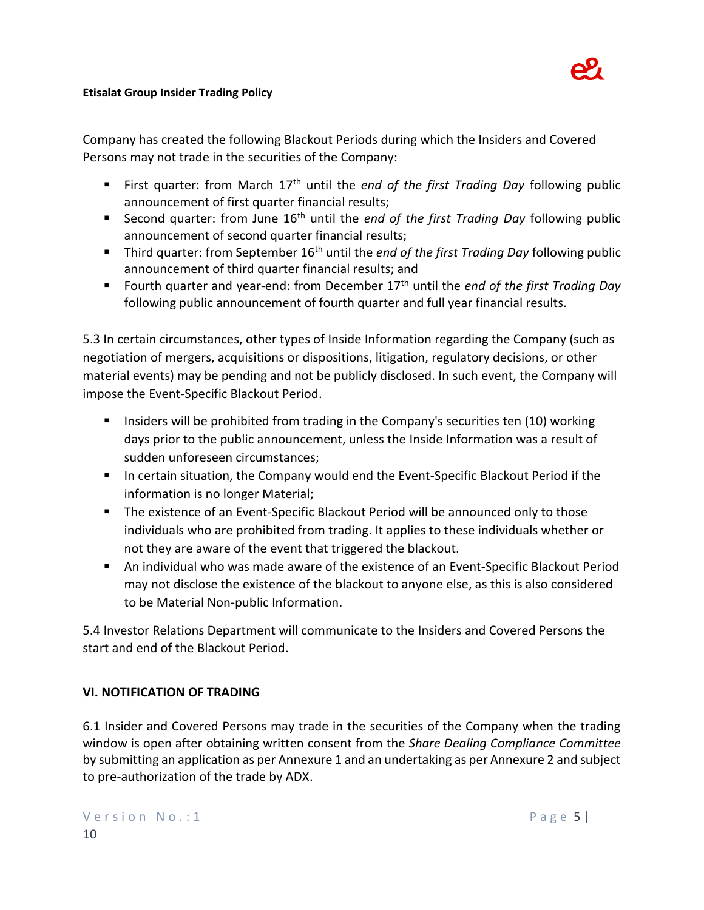Company has created the following Blackout Periods during which the Insiders and Covered Persons may not trade in the securities of the Company:

- First quarter: from March 17th until the *end of the first Trading Day* following public announcement of first quarter financial results;
- Second quarter: from June 16th until the *end of the first Trading Day* following public announcement of second quarter financial results;
- Third quarter: from September 16th until the *end of the first Trading Day* following public announcement of third quarter financial results; and
- Fourth quarter and year-end: from December 17th until the *end of the first Trading Day* following public announcement of fourth quarter and full year financial results.

5.3 In certain circumstances, other types of Inside Information regarding the Company (such as negotiation of mergers, acquisitions or dispositions, litigation, regulatory decisions, or other material events) may be pending and not be publicly disclosed. In such event, the Company will impose the Event-Specific Blackout Period.

- Insiders will be prohibited from trading in the Company's securities ten (10) working days prior to the public announcement, unless the Inside Information was a result of sudden unforeseen circumstances;
- In certain situation, the Company would end the Event-Specific Blackout Period if the information is no longer Material;
- The existence of an Event-Specific Blackout Period will be announced only to those individuals who are prohibited from trading. It applies to these individuals whether or not they are aware of the event that triggered the blackout.
- An individual who was made aware of the existence of an Event-Specific Blackout Period may not disclose the existence of the blackout to anyone else, as this is also considered to be Material Non-public Information.

5.4 Investor Relations Department will communicate to the Insiders and Covered Persons the start and end of the Blackout Period.

## VI. NOTIFICATION OF TRADING

6.1 Insider and Covered Persons may trade in the securities of the Company when the trading window is open after obtaining written consent from the *Share Dealing Compliance Committee* by submitting an application as per Annexure 1 and an undertaking as per Annexure 2 and subject to pre-authorization of the trade by ADX.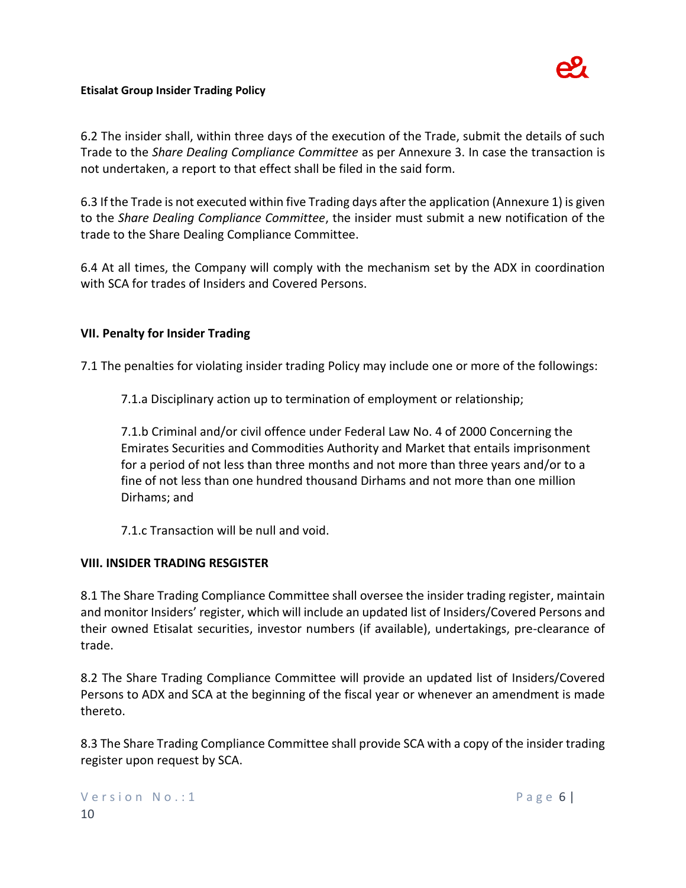6.2 The insider shall, within three days of the execution of the Trade, submit the details of such Trade to the *Share Dealing Compliance Committee* as per Annexure 3. In case the transaction is not undertaken, a report to that effect shall be filed in the said form.

6.3 If the Trade is not executed within five Trading days after the application (Annexure 1) is given to the *Share Dealing Compliance Committee*, the insider must submit a new notification of the trade to the Share Dealing Compliance Committee.

6.4 At all times, the Company will comply with the mechanism set by the ADX in coordination with SCA for trades of Insiders and Covered Persons.

## VII. Penalty for Insider Trading

7.1 The penalties for violating insider trading Policy may include one or more of the followings:

7.1.a Disciplinary action up to termination of employment or relationship;

7.1.b Criminal and/or civil offence under Federal Law No. 4 of 2000 Concerning the Emirates Securities and Commodities Authority and Market that entails imprisonment for a period of not less than three months and not more than three years and/or to a fine of not less than one hundred thousand Dirhams and not more than one million Dirhams; and

7.1.c Transaction will be null and void.

## VIII. INSIDER TRADING RESGISTER

8.1 The Share Trading Compliance Committee shall oversee the insider trading register, maintain and monitor Insiders' register, which will include an updated list of Insiders/Covered Persons and their owned Etisalat securities, investor numbers (if available), undertakings, pre-clearance of trade.

8.2 The Share Trading Compliance Committee will provide an updated list of Insiders/Covered Persons to ADX and SCA at the beginning of the fiscal year or whenever an amendment is made thereto.

8.3 The Share Trading Compliance Committee shall provide SCA with a copy of the insider trading register upon request by SCA.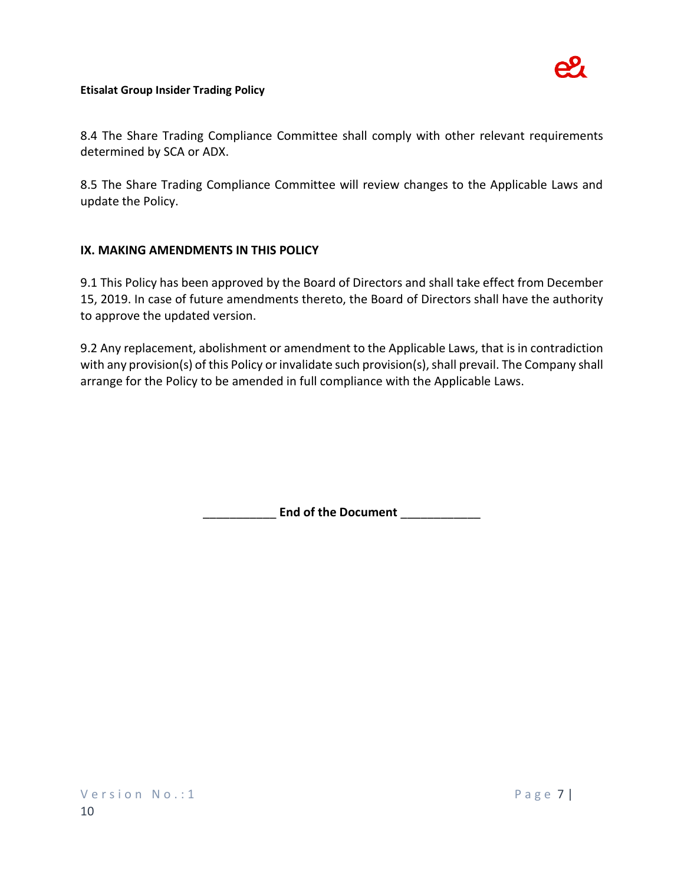8.4 The Share Trading Compliance Committee shall comply with other relevant requirements determined by SCA or ADX.

8.5 The Share Trading Compliance Committee will review changes to the Applicable Laws and update the Policy.

## IX. MAKING AMENDMENTS IN THIS POLICY

9.1 This Policy has been approved by the Board of Directors and shall take effect from December 15, 2019. In case of future amendments thereto, the Board of Directors shall have the authority to approve the updated version.

9.2 Any replacement, abolishment or amendment to the Applicable Laws, that is in contradiction with any provision(s) of this Policy or invalidate such provision(s), shall prevail. The Company shall arrange for the Policy to be amended in full compliance with the Applicable Laws.

___________ **End of the Document** ____________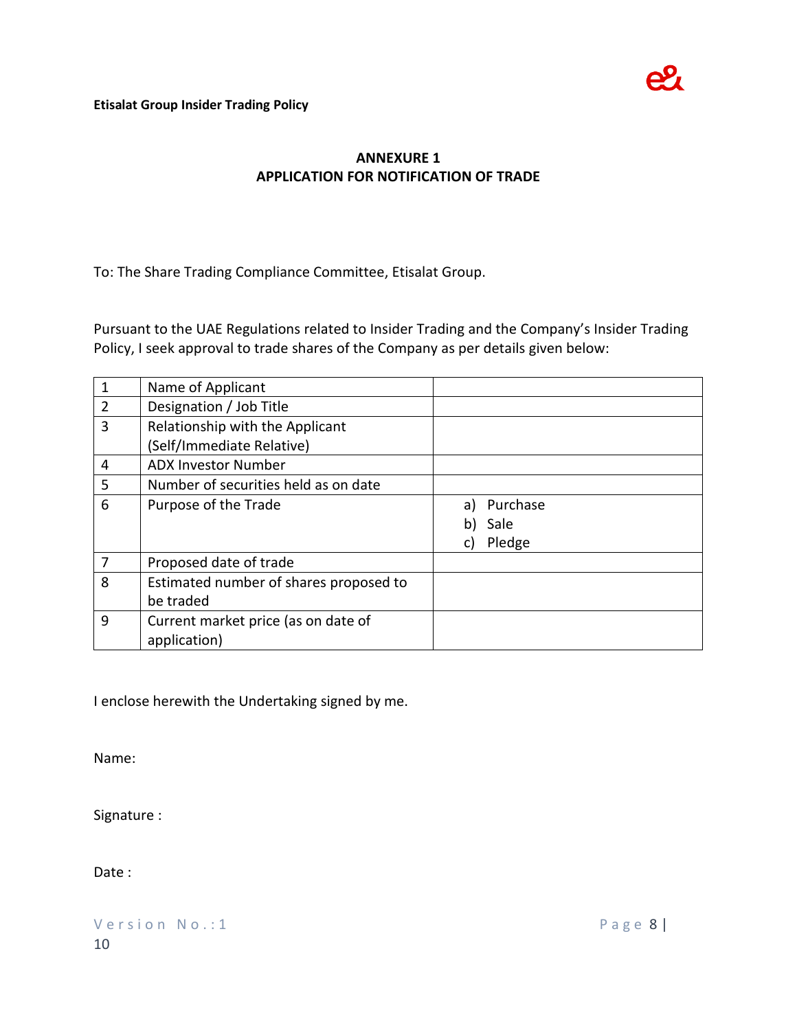## ANNEXURE 1
## APPLICATION FOR NOTIFICATION OF TRADE

To: The Share Trading Compliance Committee, Etisalat Group.

Pursuant to the UAE Regulations related to Insider Trading and the Company's Insider Trading Policy, I seek approval to trade shares of the Company as per details given below:

| | | |
|---|---|---|
| 1 | Name of Applicant | |
| 2 | Designation / Job Title | |
| 3 | Relationship with the Applicant (Self/Immediate Relative) | |
| 4 | ADX Investor Number | |
| 5 | Number of securities held as on date | |
| 6 | Purpose of the Trade | a) Purchase<br>b) Sale<br>c) Pledge |
| 7 | Proposed date of trade | |
| 8 | Estimated number of shares proposed to be traded | |
| 9 | Current market price (as on date of application) | |

I enclose herewith the Undertaking signed by me.

Name:

Signature :

Date :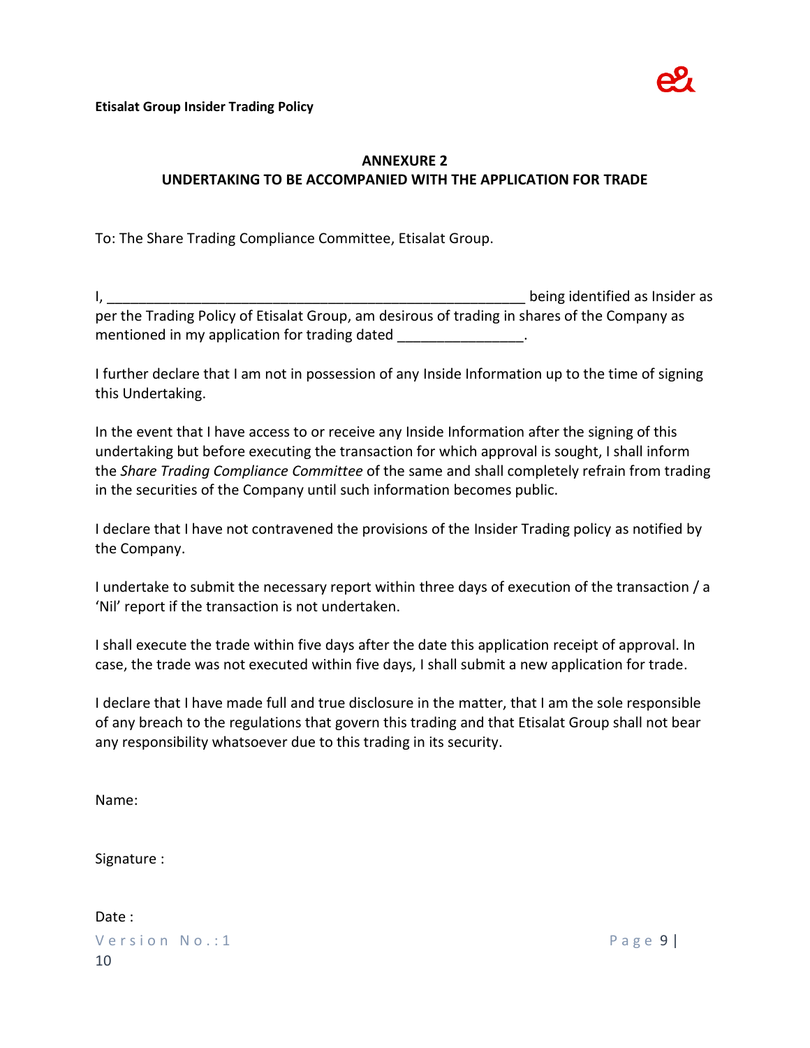## ANNEXURE 2
## UNDERTAKING TO BE ACCOMPANIED WITH THE APPLICATION FOR TRADE

To: The Share Trading Compliance Committee, Etisalat Group.

I, ______________________________________________________ being identified as Insider as per the Trading Policy of Etisalat Group, am desirous of trading in shares of the Company as mentioned in my application for trading dated ________________.

I further declare that I am not in possession of any Inside Information up to the time of signing this Undertaking.

In the event that I have access to or receive any Inside Information after the signing of this undertaking but before executing the transaction for which approval is sought, I shall inform the *Share Trading Compliance Committee* of the same and shall completely refrain from trading in the securities of the Company until such information becomes public.

I declare that I have not contravened the provisions of the Insider Trading policy as notified by the Company.

I undertake to submit the necessary report within three days of execution of the transaction / a 'Nil' report if the transaction is not undertaken.

I shall execute the trade within five days after the date this application receipt of approval. In case, the trade was not executed within five days, I shall submit a new application for trade.

I declare that I have made full and true disclosure in the matter, that I am the sole responsible of any breach to the regulations that govern this trading and that Etisalat Group shall not bear any responsibility whatsoever due to this trading in its security.

Name:

Signature :

Date :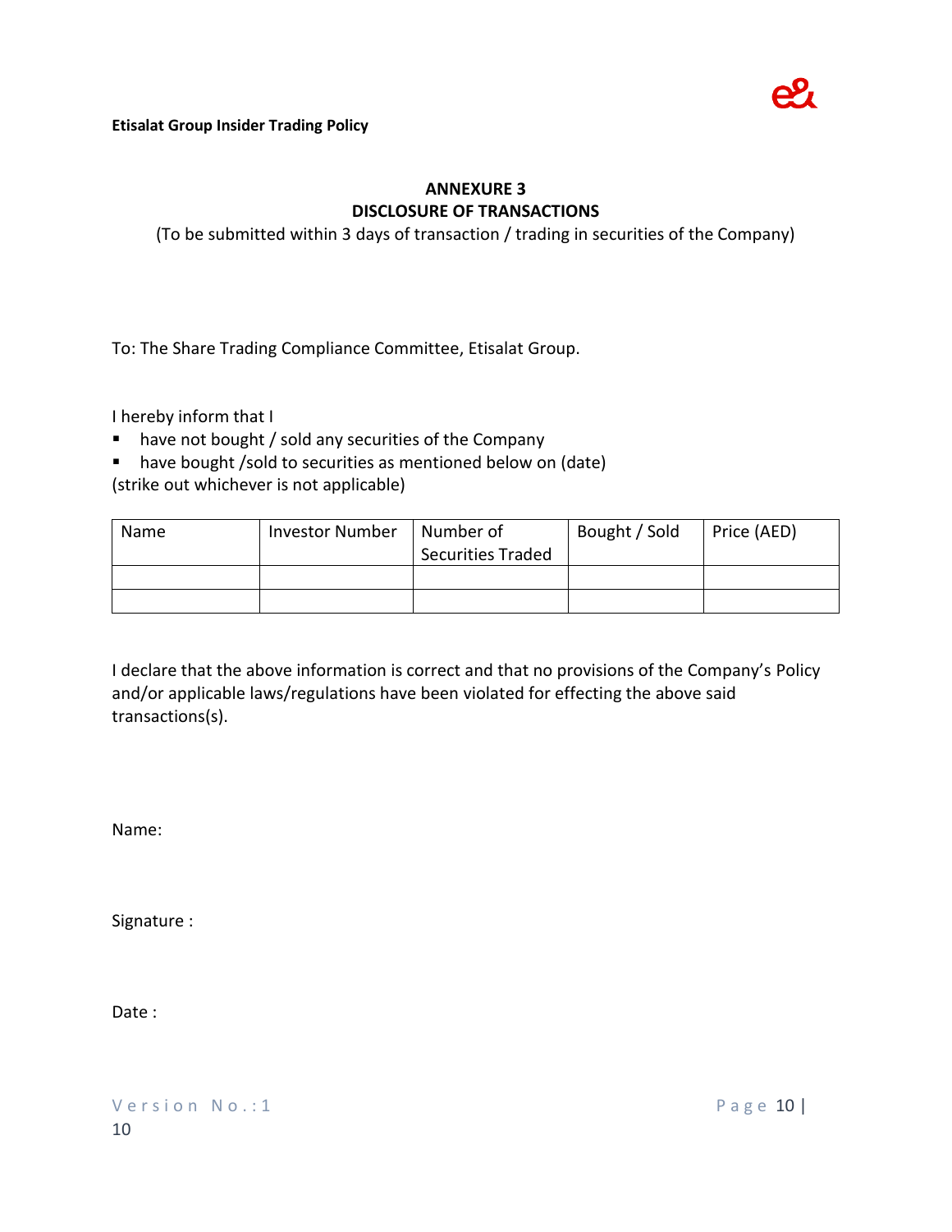## ANNEXURE 3
## DISCLOSURE OF TRANSACTIONS

(To be submitted within 3 days of transaction / trading in securities of the Company)

To: The Share Trading Compliance Committee, Etisalat Group.

I hereby inform that I

- have not bought / sold any securities of the Company
- have bought /sold to securities as mentioned below on (date)

(strike out whichever is not applicable)

| Name | Investor Number | Number of Securities Traded | Bought / Sold | Price (AED) |
|---|---|---|---|---|
| | | | | |
| | | | | |

I declare that the above information is correct and that no provisions of the Company's Policy and/or applicable laws/regulations have been violated for effecting the above said transactions(s).

Name:

Signature :

Date :